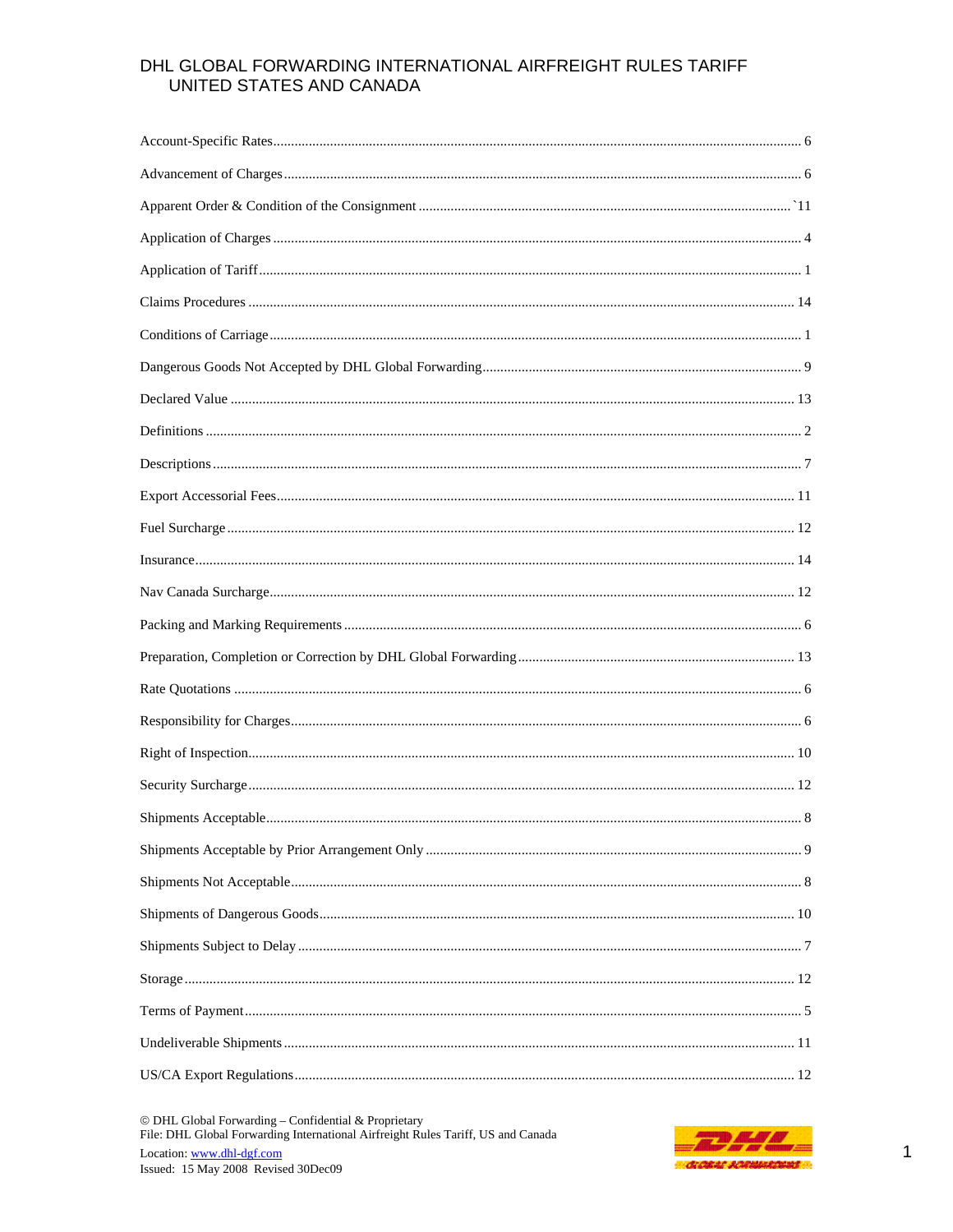# DHL GLOBAL FORWARDING INTERNATIONAL AIRFREIGHT RULES TARIFF
## UNITED STATES AND CANADA

Account-Specific Rates ........................................................................ 6

Advancement of Charges ........................................................................ 6

Apparent Order & Condition of the Consignment ........................................................................ `11

Application of Charges ........................................................................ 4

Application of Tariff ........................................................................ 1

Claims Procedures ........................................................................ 14

Conditions of Carriage ........................................................................ 1

Dangerous Goods Not Accepted by DHL Global Forwarding ........................................................................ 9

Declared Value ........................................................................ 13

Definitions ........................................................................ 2

Descriptions ........................................................................ 7

Export Accessorial Fees ........................................................................ 11

Fuel Surcharge ........................................................................ 12

Insurance ........................................................................ 14

Nav Canada Surcharge ........................................................................ 12

Packing and Marking Requirements ........................................................................ 6

Preparation, Completion or Correction by DHL Global Forwarding ........................................................................ 13

Rate Quotations ........................................................................ 6

Responsibility for Charges ........................................................................ 6

Right of Inspection ........................................................................ 10

Security Surcharge ........................................................................ 12

Shipments Acceptable ........................................................................ 8

Shipments Acceptable by Prior Arrangement Only ........................................................................ 9

Shipments Not Acceptable ........................................................................ 8

Shipments of Dangerous Goods ........................................................................ 10

Shipments Subject to Delay ........................................................................ 7

Storage ........................................................................ 12

Terms of Payment ........................................................................ 5

Undeliverable Shipments ........................................................................ 11

US/CA Export Regulations ........................................................................ 12

© DHL Global Forwarding – Confidential & Proprietary
File: DHL Global Forwarding International Airfreight Rules Tariff, US and Canada
Location: www.dhl-dgf.com
Issued: 15 May 2008 Revised 30Dec09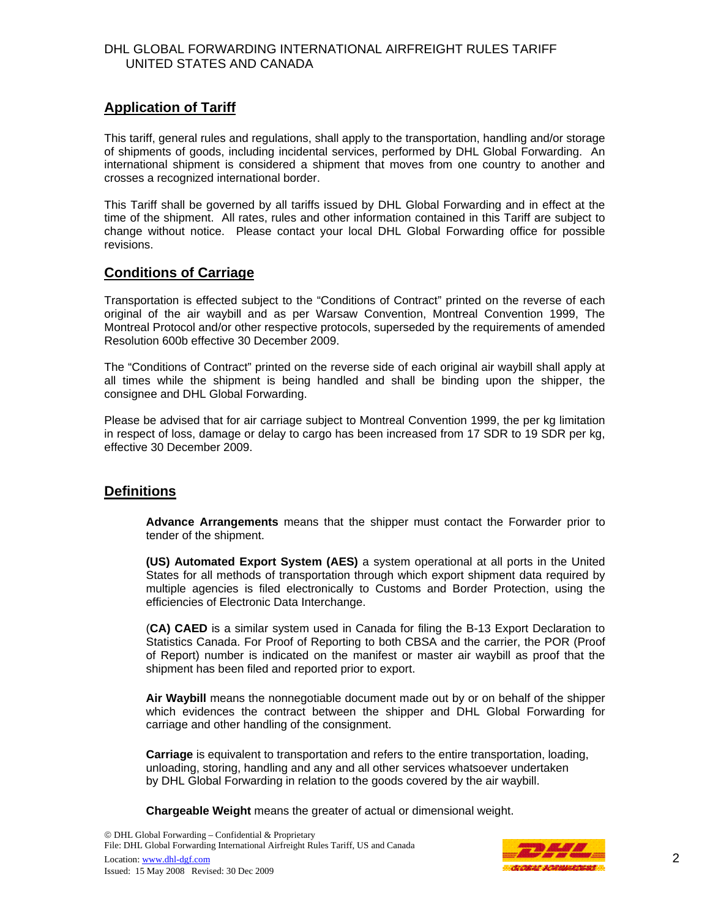## Application of Tariff

This tariff, general rules and regulations, shall apply to the transportation, handling and/or storage of shipments of goods, including incidental services, performed by DHL Global Forwarding. An international shipment is considered a shipment that moves from one country to another and crosses a recognized international border.

This Tariff shall be governed by all tariffs issued by DHL Global Forwarding and in effect at the time of the shipment. All rates, rules and other information contained in this Tariff are subject to change without notice. Please contact your local DHL Global Forwarding office for possible revisions.

## Conditions of Carriage

Transportation is effected subject to the "Conditions of Contract" printed on the reverse of each original of the air waybill and as per Warsaw Convention, Montreal Convention 1999, The Montreal Protocol and/or other respective protocols, superseded by the requirements of amended Resolution 600b effective 30 December 2009.

The "Conditions of Contract" printed on the reverse side of each original air waybill shall apply at all times while the shipment is being handled and shall be binding upon the shipper, the consignee and DHL Global Forwarding.

Please be advised that for air carriage subject to Montreal Convention 1999, the per kg limitation in respect of loss, damage or delay to cargo has been increased from 17 SDR to 19 SDR per kg, effective 30 December 2009.

## Definitions

**Advance Arrangements** means that the shipper must contact the Forwarder prior to tender of the shipment.

**(US) Automated Export System (AES)** a system operational at all ports in the United States for all methods of transportation through which export shipment data required by multiple agencies is filed electronically to Customs and Border Protection, using the efficiencies of Electronic Data Interchange.

(**CA) CAED** is a similar system used in Canada for filing the B-13 Export Declaration to Statistics Canada. For Proof of Reporting to both CBSA and the carrier, the POR (Proof of Report) number is indicated on the manifest or master air waybill as proof that the shipment has been filed and reported prior to export.

**Air Waybill** means the nonnegotiable document made out by or on behalf of the shipper which evidences the contract between the shipper and DHL Global Forwarding for carriage and other handling of the consignment.

**Carriage** is equivalent to transportation and refers to the entire transportation, loading, unloading, storing, handling and any and all other services whatsoever undertaken by DHL Global Forwarding in relation to the goods covered by the air waybill.

**Chargeable Weight** means the greater of actual or dimensional weight.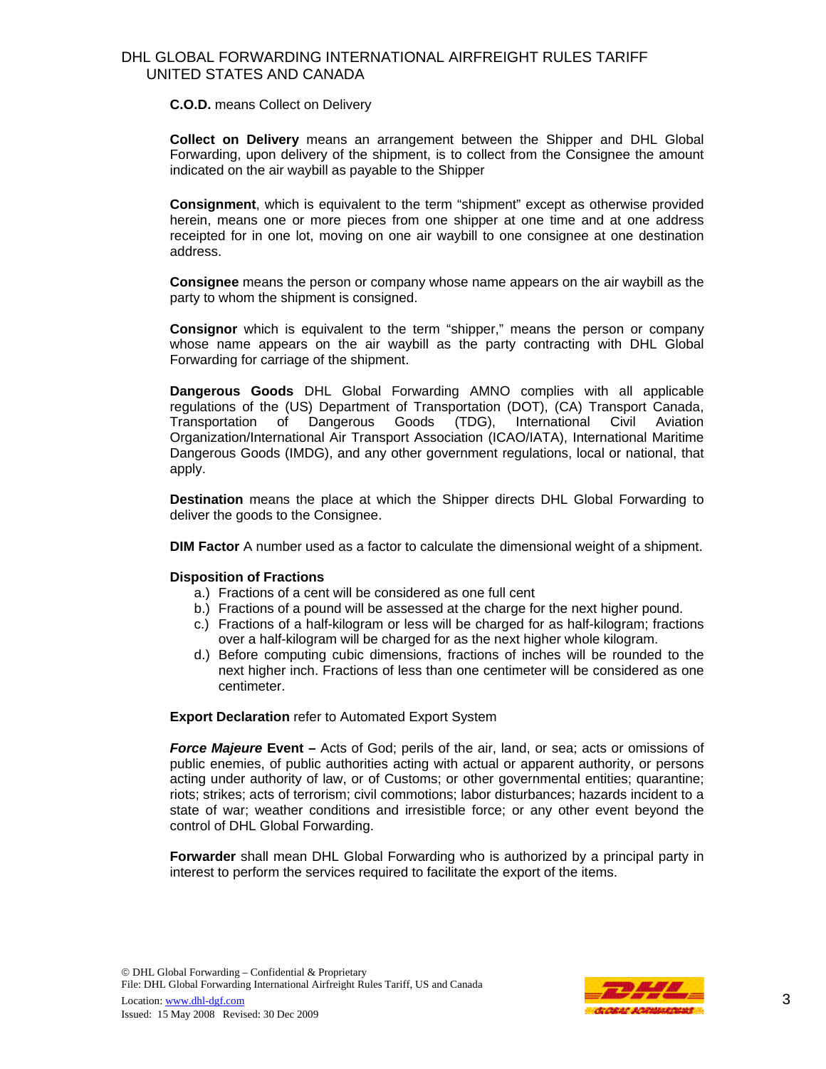**C.O.D.** means Collect on Delivery

**Collect on Delivery** means an arrangement between the Shipper and DHL Global Forwarding, upon delivery of the shipment, is to collect from the Consignee the amount indicated on the air waybill as payable to the Shipper

**Consignment**, which is equivalent to the term "shipment" except as otherwise provided herein, means one or more pieces from one shipper at one time and at one address receipted for in one lot, moving on one air waybill to one consignee at one destination address.

**Consignee** means the person or company whose name appears on the air waybill as the party to whom the shipment is consigned.

**Consignor** which is equivalent to the term "shipper," means the person or company whose name appears on the air waybill as the party contracting with DHL Global Forwarding for carriage of the shipment.

**Dangerous Goods** DHL Global Forwarding AMNO complies with all applicable regulations of the (US) Department of Transportation (DOT), (CA) Transport Canada, Transportation of Dangerous Goods (TDG), International Civil Aviation Organization/International Air Transport Association (ICAO/IATA), International Maritime Dangerous Goods (IMDG), and any other government regulations, local or national, that apply.

**Destination** means the place at which the Shipper directs DHL Global Forwarding to deliver the goods to the Consignee.

**DIM Factor** A number used as a factor to calculate the dimensional weight of a shipment.

**Disposition of Fractions**

a.) Fractions of a cent will be considered as one full cent
b.) Fractions of a pound will be assessed at the charge for the next higher pound.
c.) Fractions of a half-kilogram or less will be charged for as half-kilogram; fractions over a half-kilogram will be charged for as the next higher whole kilogram.
d.) Before computing cubic dimensions, fractions of inches will be rounded to the next higher inch. Fractions of less than one centimeter will be considered as one centimeter.

**Export Declaration** refer to Automated Export System

***Force Majeure* Event –** Acts of God; perils of the air, land, or sea; acts or omissions of public enemies, of public authorities acting with actual or apparent authority, or persons acting under authority of law, or of Customs; or other governmental entities; quarantine; riots; strikes; acts of terrorism; civil commotions; labor disturbances; hazards incident to a state of war; weather conditions and irresistible force; or any other event beyond the control of DHL Global Forwarding.

**Forwarder** shall mean DHL Global Forwarding who is authorized by a principal party in interest to perform the services required to facilitate the export of the items.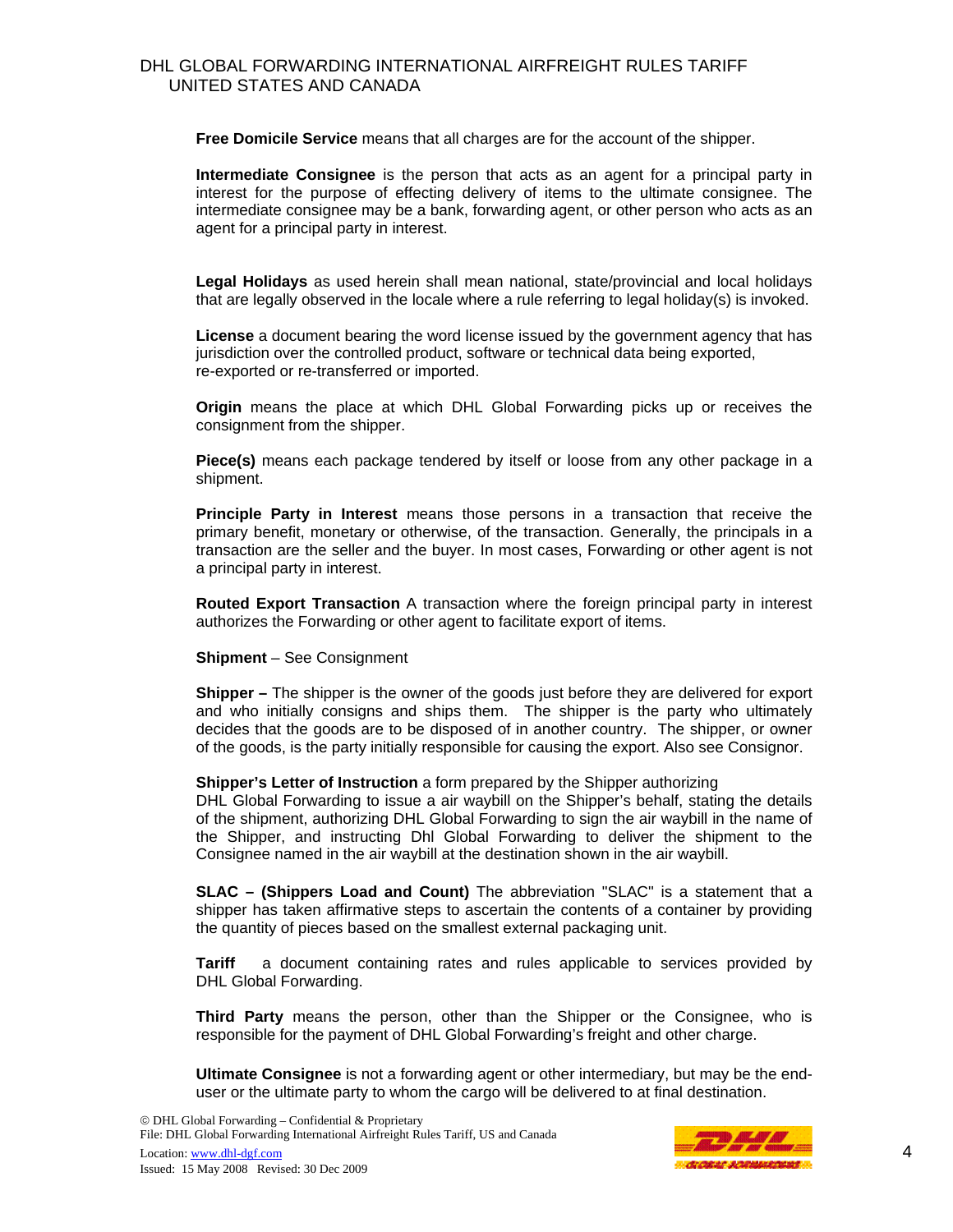**Free Domicile Service** means that all charges are for the account of the shipper.

**Intermediate Consignee** is the person that acts as an agent for a principal party in interest for the purpose of effecting delivery of items to the ultimate consignee. The intermediate consignee may be a bank, forwarding agent, or other person who acts as an agent for a principal party in interest.

**Legal Holidays** as used herein shall mean national, state/provincial and local holidays that are legally observed in the locale where a rule referring to legal holiday(s) is invoked.

**License** a document bearing the word license issued by the government agency that has jurisdiction over the controlled product, software or technical data being exported, re-exported or re-transferred or imported.

**Origin** means the place at which DHL Global Forwarding picks up or receives the consignment from the shipper.

**Piece(s)** means each package tendered by itself or loose from any other package in a shipment.

**Principle Party in Interest** means those persons in a transaction that receive the primary benefit, monetary or otherwise, of the transaction. Generally, the principals in a transaction are the seller and the buyer. In most cases, Forwarding or other agent is not a principal party in interest.

**Routed Export Transaction** A transaction where the foreign principal party in interest authorizes the Forwarding or other agent to facilitate export of items.

**Shipment** – See Consignment

**Shipper –** The shipper is the owner of the goods just before they are delivered for export and who initially consigns and ships them. The shipper is the party who ultimately decides that the goods are to be disposed of in another country. The shipper, or owner of the goods, is the party initially responsible for causing the export. Also see Consignor.

**Shipper's Letter of Instruction** a form prepared by the Shipper authorizing DHL Global Forwarding to issue a air waybill on the Shipper's behalf, stating the details of the shipment, authorizing DHL Global Forwarding to sign the air waybill in the name of the Shipper, and instructing Dhl Global Forwarding to deliver the shipment to the Consignee named in the air waybill at the destination shown in the air waybill.

**SLAC – (Shippers Load and Count)** The abbreviation "SLAC" is a statement that a shipper has taken affirmative steps to ascertain the contents of a container by providing the quantity of pieces based on the smallest external packaging unit.

**Tariff** a document containing rates and rules applicable to services provided by DHL Global Forwarding.

**Third Party** means the person, other than the Shipper or the Consignee, who is responsible for the payment of DHL Global Forwarding's freight and other charge.

**Ultimate Consignee** is not a forwarding agent or other intermediary, but may be the end-user or the ultimate party to whom the cargo will be delivered to at final destination.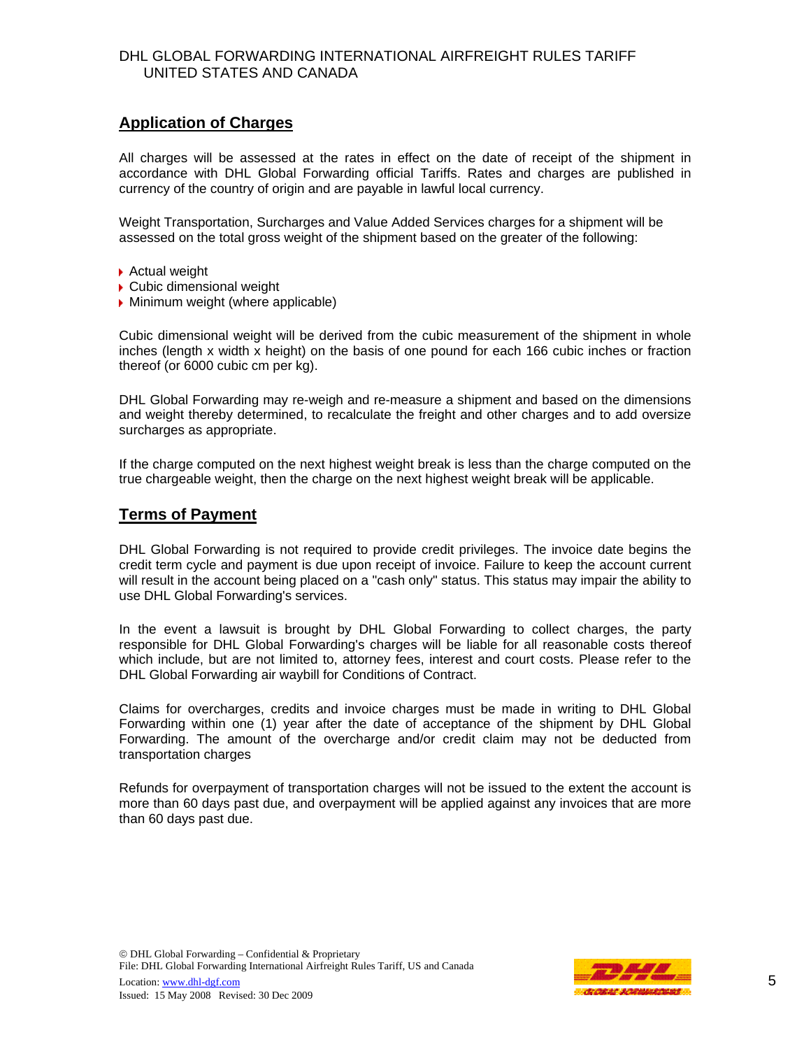## Application of Charges

All charges will be assessed at the rates in effect on the date of receipt of the shipment in accordance with DHL Global Forwarding official Tariffs. Rates and charges are published in currency of the country of origin and are payable in lawful local currency.

Weight Transportation, Surcharges and Value Added Services charges for a shipment will be assessed on the total gross weight of the shipment based on the greater of the following:

- Actual weight
- Cubic dimensional weight
- Minimum weight (where applicable)

Cubic dimensional weight will be derived from the cubic measurement of the shipment in whole inches (length x width x height) on the basis of one pound for each 166 cubic inches or fraction thereof (or 6000 cubic cm per kg).

DHL Global Forwarding may re-weigh and re-measure a shipment and based on the dimensions and weight thereby determined, to recalculate the freight and other charges and to add oversize surcharges as appropriate.

If the charge computed on the next highest weight break is less than the charge computed on the true chargeable weight, then the charge on the next highest weight break will be applicable.

## Terms of Payment

DHL Global Forwarding is not required to provide credit privileges. The invoice date begins the credit term cycle and payment is due upon receipt of invoice. Failure to keep the account current will result in the account being placed on a "cash only" status. This status may impair the ability to use DHL Global Forwarding's services.

In the event a lawsuit is brought by DHL Global Forwarding to collect charges, the party responsible for DHL Global Forwarding's charges will be liable for all reasonable costs thereof which include, but are not limited to, attorney fees, interest and court costs. Please refer to the DHL Global Forwarding air waybill for Conditions of Contract.

Claims for overcharges, credits and invoice charges must be made in writing to DHL Global Forwarding within one (1) year after the date of acceptance of the shipment by DHL Global Forwarding. The amount of the overcharge and/or credit claim may not be deducted from transportation charges

Refunds for overpayment of transportation charges will not be issued to the extent the account is more than 60 days past due, and overpayment will be applied against any invoices that are more than 60 days past due.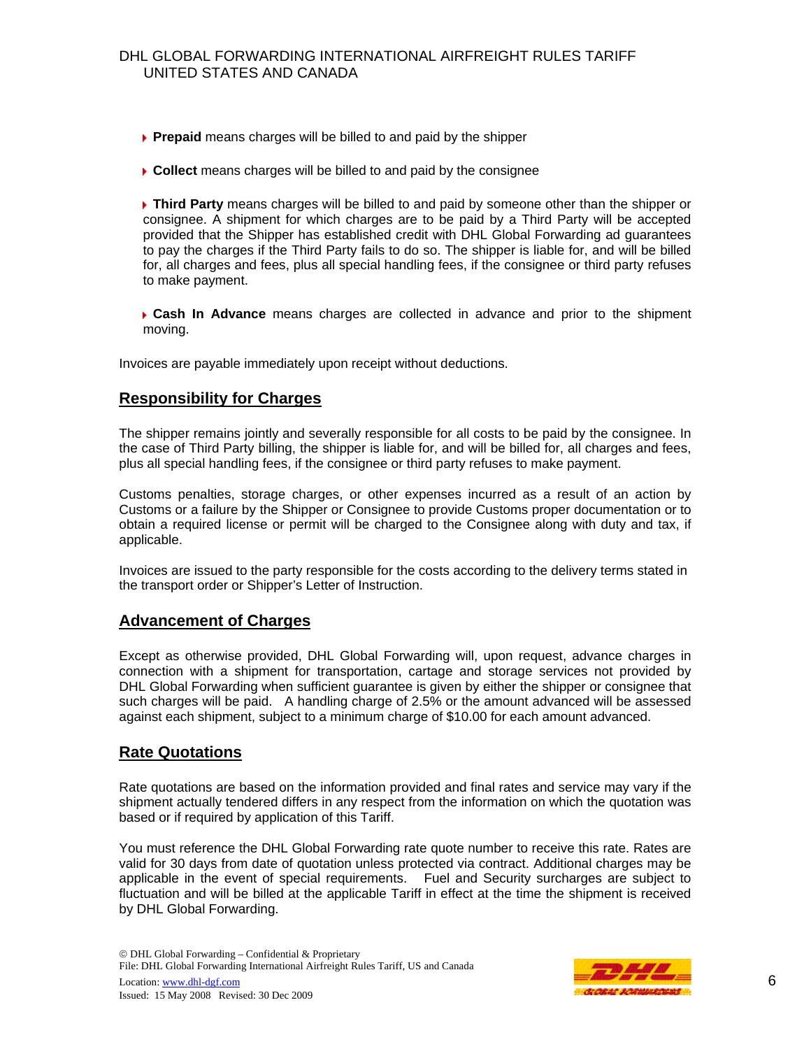- **Prepaid** means charges will be billed to and paid by the shipper

- **Collect** means charges will be billed to and paid by the consignee

- **Third Party** means charges will be billed to and paid by someone other than the shipper or consignee. A shipment for which charges are to be paid by a Third Party will be accepted provided that the Shipper has established credit with DHL Global Forwarding ad guarantees to pay the charges if the Third Party fails to do so. The shipper is liable for, and will be billed for, all charges and fees, plus all special handling fees, if the consignee or third party refuses to make payment.

- **Cash In Advance** means charges are collected in advance and prior to the shipment moving.

Invoices are payable immediately upon receipt without deductions.

## Responsibility for Charges

The shipper remains jointly and severally responsible for all costs to be paid by the consignee. In the case of Third Party billing, the shipper is liable for, and will be billed for, all charges and fees, plus all special handling fees, if the consignee or third party refuses to make payment.

Customs penalties, storage charges, or other expenses incurred as a result of an action by Customs or a failure by the Shipper or Consignee to provide Customs proper documentation or to obtain a required license or permit will be charged to the Consignee along with duty and tax, if applicable.

Invoices are issued to the party responsible for the costs according to the delivery terms stated in the transport order or Shipper's Letter of Instruction.

## Advancement of Charges

Except as otherwise provided, DHL Global Forwarding will, upon request, advance charges in connection with a shipment for transportation, cartage and storage services not provided by DHL Global Forwarding when sufficient guarantee is given by either the shipper or consignee that such charges will be paid. A handling charge of 2.5% or the amount advanced will be assessed against each shipment, subject to a minimum charge of $10.00 for each amount advanced.

## Rate Quotations

Rate quotations are based on the information provided and final rates and service may vary if the shipment actually tendered differs in any respect from the information on which the quotation was based or if required by application of this Tariff.

You must reference the DHL Global Forwarding rate quote number to receive this rate. Rates are valid for 30 days from date of quotation unless protected via contract. Additional charges may be applicable in the event of special requirements. Fuel and Security surcharges are subject to fluctuation and will be billed at the applicable Tariff in effect at the time the shipment is received by DHL Global Forwarding.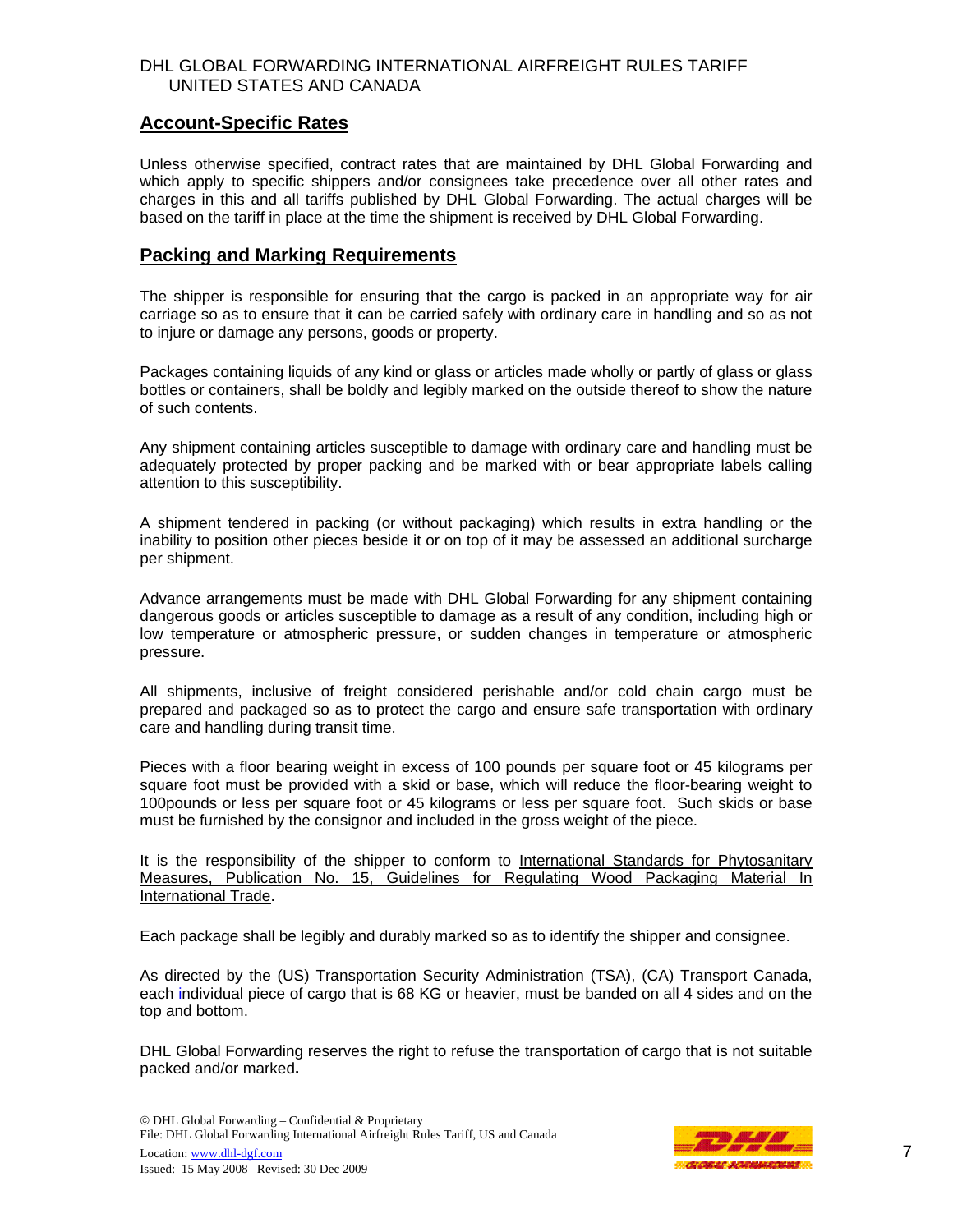## Account-Specific Rates

Unless otherwise specified, contract rates that are maintained by DHL Global Forwarding and which apply to specific shippers and/or consignees take precedence over all other rates and charges in this and all tariffs published by DHL Global Forwarding. The actual charges will be based on the tariff in place at the time the shipment is received by DHL Global Forwarding.

## Packing and Marking Requirements

The shipper is responsible for ensuring that the cargo is packed in an appropriate way for air carriage so as to ensure that it can be carried safely with ordinary care in handling and so as not to injure or damage any persons, goods or property.

Packages containing liquids of any kind or glass or articles made wholly or partly of glass or glass bottles or containers, shall be boldly and legibly marked on the outside thereof to show the nature of such contents.

Any shipment containing articles susceptible to damage with ordinary care and handling must be adequately protected by proper packing and be marked with or bear appropriate labels calling attention to this susceptibility.

A shipment tendered in packing (or without packaging) which results in extra handling or the inability to position other pieces beside it or on top of it may be assessed an additional surcharge per shipment.

Advance arrangements must be made with DHL Global Forwarding for any shipment containing dangerous goods or articles susceptible to damage as a result of any condition, including high or low temperature or atmospheric pressure, or sudden changes in temperature or atmospheric pressure.

All shipments, inclusive of freight considered perishable and/or cold chain cargo must be prepared and packaged so as to protect the cargo and ensure safe transportation with ordinary care and handling during transit time.

Pieces with a floor bearing weight in excess of 100 pounds per square foot or 45 kilograms per square foot must be provided with a skid or base, which will reduce the floor-bearing weight to 100pounds or less per square foot or 45 kilograms or less per square foot. Such skids or base must be furnished by the consignor and included in the gross weight of the piece.

It is the responsibility of the shipper to conform to International Standards for Phytosanitary Measures, Publication No. 15, Guidelines for Regulating Wood Packaging Material In International Trade.

Each package shall be legibly and durably marked so as to identify the shipper and consignee.

As directed by the (US) Transportation Security Administration (TSA), (CA) Transport Canada, each individual piece of cargo that is 68 KG or heavier, must be banded on all 4 sides and on the top and bottom.

DHL Global Forwarding reserves the right to refuse the transportation of cargo that is not suitable packed and/or marked.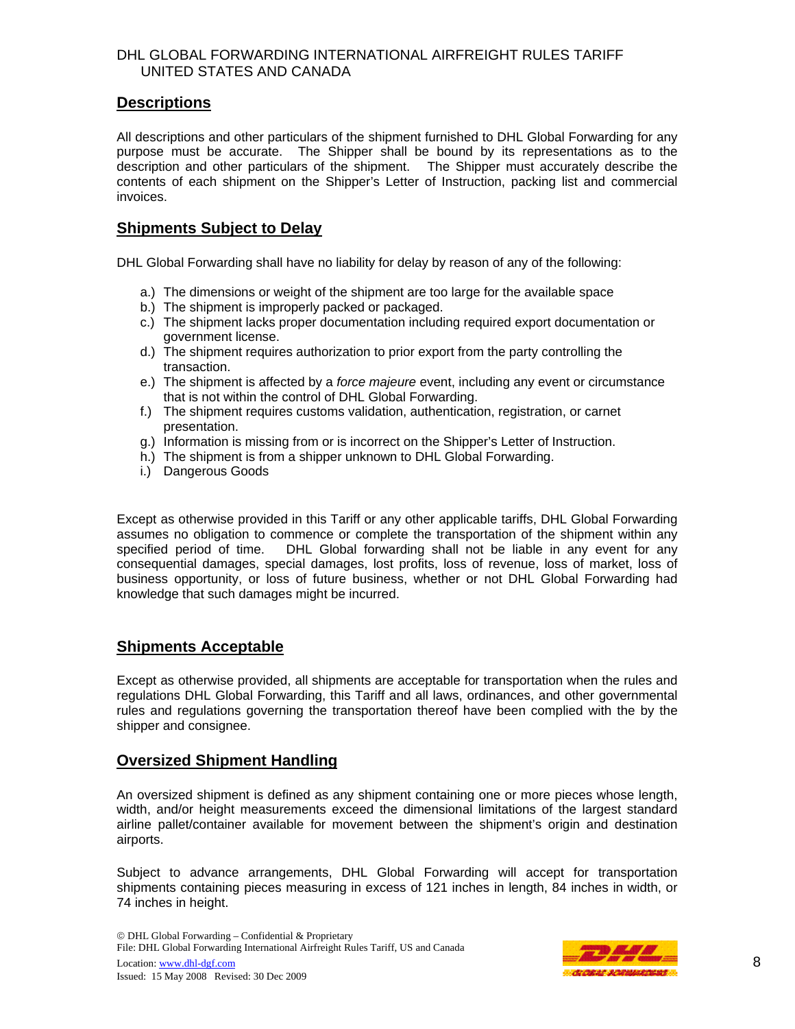## Descriptions

All descriptions and other particulars of the shipment furnished to DHL Global Forwarding for any purpose must be accurate. The Shipper shall be bound by its representations as to the description and other particulars of the shipment. The Shipper must accurately describe the contents of each shipment on the Shipper's Letter of Instruction, packing list and commercial invoices.

## Shipments Subject to Delay

DHL Global Forwarding shall have no liability for delay by reason of any of the following:

a.) The dimensions or weight of the shipment are too large for the available space
b.) The shipment is improperly packed or packaged.
c.) The shipment lacks proper documentation including required export documentation or government license.
d.) The shipment requires authorization to prior export from the party controlling the transaction.
e.) The shipment is affected by a *force majeure* event, including any event or circumstance that is not within the control of DHL Global Forwarding.
f.) The shipment requires customs validation, authentication, registration, or carnet presentation.
g.) Information is missing from or is incorrect on the Shipper's Letter of Instruction.
h.) The shipment is from a shipper unknown to DHL Global Forwarding.
i.) Dangerous Goods

Except as otherwise provided in this Tariff or any other applicable tariffs, DHL Global Forwarding assumes no obligation to commence or complete the transportation of the shipment within any specified period of time. DHL Global forwarding shall not be liable in any event for any consequential damages, special damages, lost profits, loss of revenue, loss of market, loss of business opportunity, or loss of future business, whether or not DHL Global Forwarding had knowledge that such damages might be incurred.

## Shipments Acceptable

Except as otherwise provided, all shipments are acceptable for transportation when the rules and regulations DHL Global Forwarding, this Tariff and all laws, ordinances, and other governmental rules and regulations governing the transportation thereof have been complied with the by the shipper and consignee.

## Oversized Shipment Handling

An oversized shipment is defined as any shipment containing one or more pieces whose length, width, and/or height measurements exceed the dimensional limitations of the largest standard airline pallet/container available for movement between the shipment's origin and destination airports.

Subject to advance arrangements, DHL Global Forwarding will accept for transportation shipments containing pieces measuring in excess of 121 inches in length, 84 inches in width, or 74 inches in height.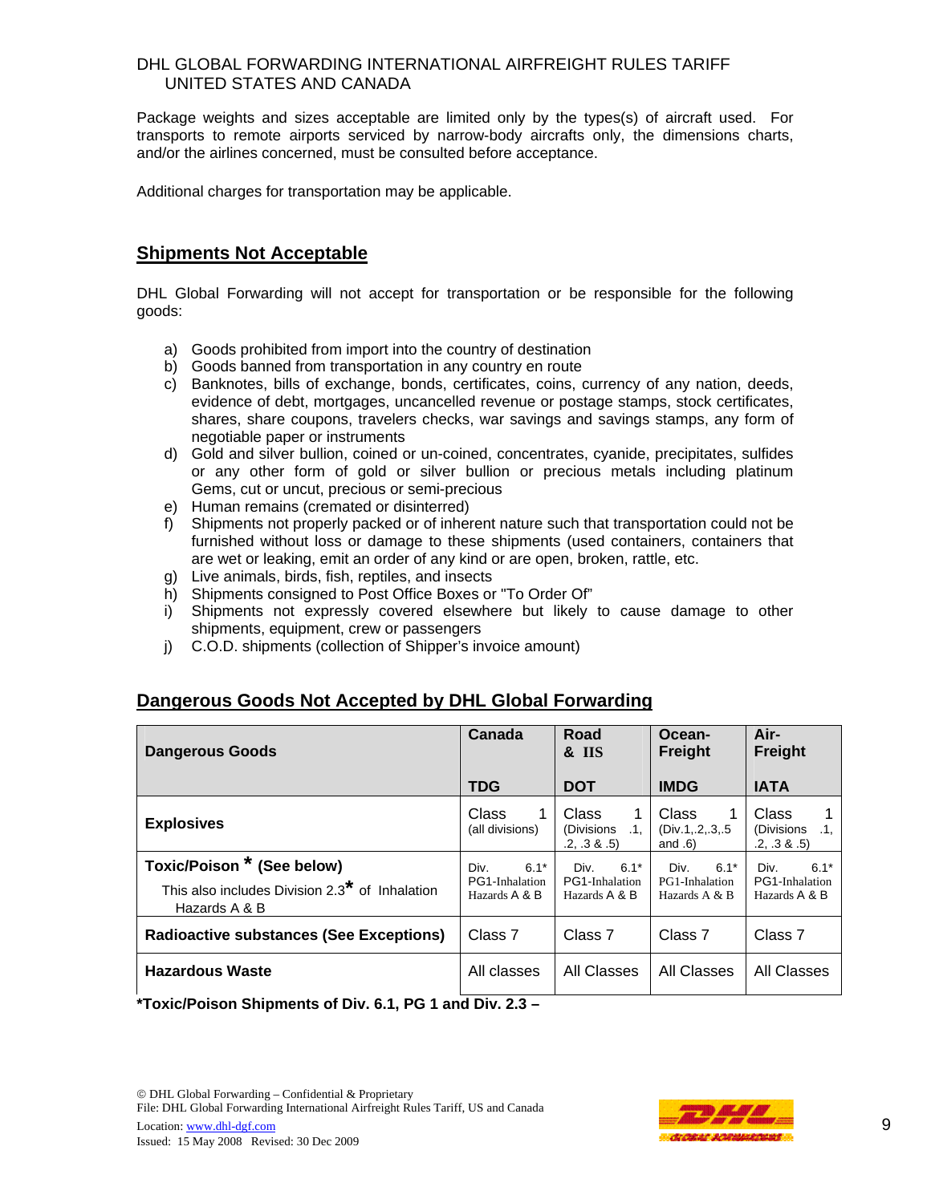Package weights and sizes acceptable are limited only by the types(s) of aircraft used. For transports to remote airports serviced by narrow-body aircrafts only, the dimensions charts, and/or the airlines concerned, must be consulted before acceptance.

Additional charges for transportation may be applicable.

## Shipments Not Acceptable

DHL Global Forwarding will not accept for transportation or be responsible for the following goods:

a) Goods prohibited from import into the country of destination
b) Goods banned from transportation in any country en route
c) Banknotes, bills of exchange, bonds, certificates, coins, currency of any nation, deeds, evidence of debt, mortgages, uncancelled revenue or postage stamps, stock certificates, shares, share coupons, travelers checks, war savings and savings stamps, any form of negotiable paper or instruments
d) Gold and silver bullion, coined or un-coined, concentrates, cyanide, precipitates, sulfides or any other form of gold or silver bullion or precious metals including platinum Gems, cut or uncut, precious or semi-precious
e) Human remains (cremated or disinterred)
f) Shipments not properly packed or of inherent nature such that transportation could not be furnished without loss or damage to these shipments (used containers, containers that are wet or leaking, emit an order of any kind or are open, broken, rattle, etc.
g) Live animals, birds, fish, reptiles, and insects
h) Shipments consigned to Post Office Boxes or "To Order Of"
i) Shipments not expressly covered elsewhere but likely to cause damage to other shipments, equipment, crew or passengers
j) C.O.D. shipments (collection of Shipper's invoice amount)

## Dangerous Goods Not Accepted by DHL Global Forwarding

| Dangerous Goods | Canada<br>TDG | Road & IIS<br>DOT | Ocean-Freight<br>IMDG | Air-Freight<br>IATA |
|---|---|---|---|---|
| **Explosives** | Class 1 (all divisions) | Class 1 (Divisions .1, .2, .3 & .5) | Class 1 (Div.1,.2,.3,.5 and .6) | Class 1 (Divisions .1, .2, .3 & .5) |
| **Toxic/Poison * (See below)**<br>This also includes Division 2.3* of Inhalation Hazards A & B | Div. 6.1* PG1-Inhalation Hazards A & B | Div. 6.1* PG1-Inhalation Hazards A & B | Div. 6.1* PG1-Inhalation Hazards A & B | Div. 6.1* PG1-Inhalation Hazards A & B |
| **Radioactive substances (See Exceptions)** | Class 7 | Class 7 | Class 7 | Class 7 |
| **Hazardous Waste** | All classes | All Classes | All Classes | All Classes |

**\*Toxic/Poison Shipments of Div. 6.1, PG 1 and Div. 2.3 –**

© DHL Global Forwarding – Confidential & Proprietary
File: DHL Global Forwarding International Airfreight Rules Tariff, US and Canada
Location: www.dhl-dgf.com
Issued: 15 May 2008 Revised: 30 Dec 2009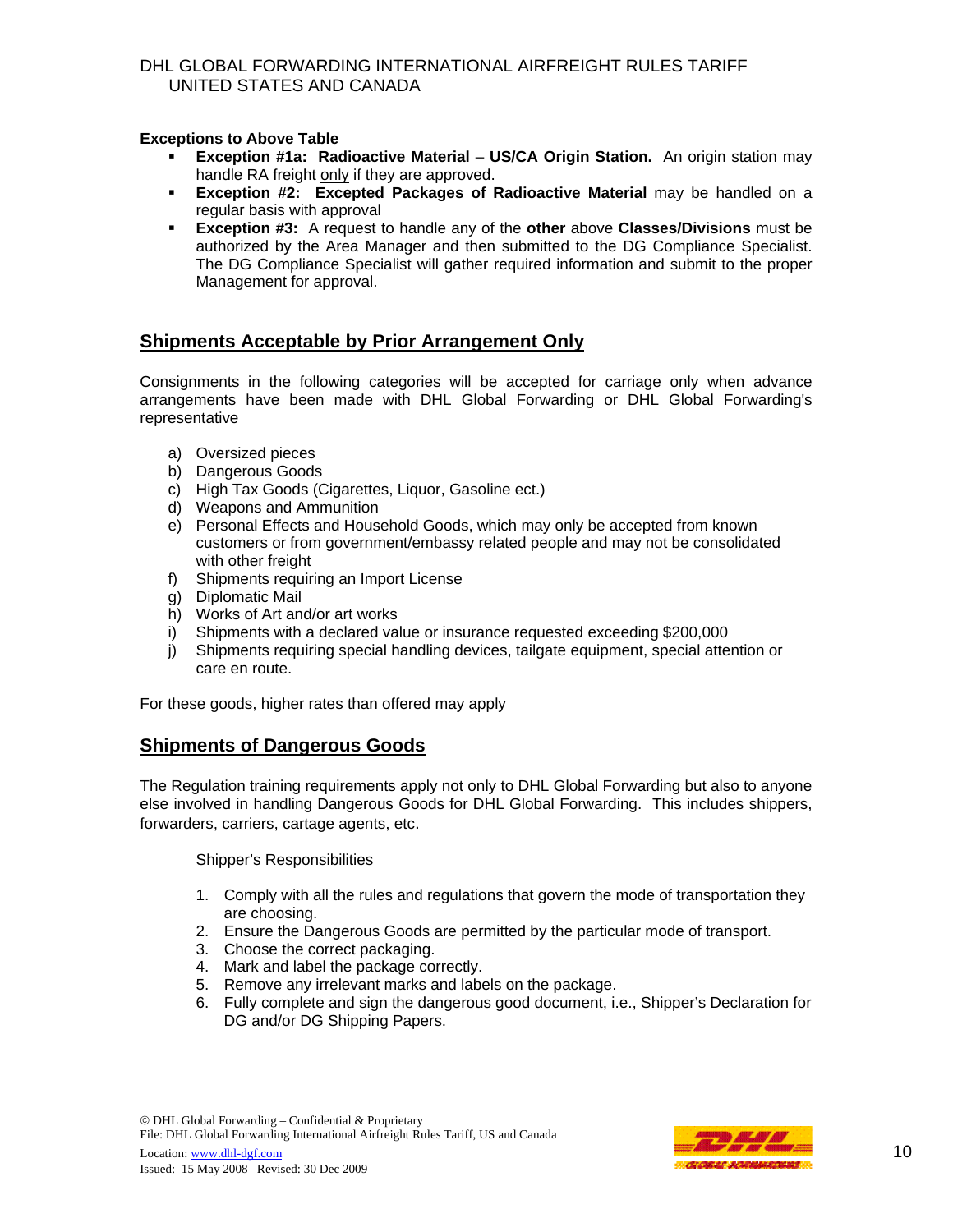**Exceptions to Above Table**

- **Exception #1a: Radioactive Material** – **US/CA Origin Station.** An origin station may handle RA freight only if they are approved.
- **Exception #2: Excepted Packages of Radioactive Material** may be handled on a regular basis with approval
- **Exception #3:** A request to handle any of the **other** above **Classes/Divisions** must be authorized by the Area Manager and then submitted to the DG Compliance Specialist. The DG Compliance Specialist will gather required information and submit to the proper Management for approval.

## Shipments Acceptable by Prior Arrangement Only

Consignments in the following categories will be accepted for carriage only when advance arrangements have been made with DHL Global Forwarding or DHL Global Forwarding's representative

a) Oversized pieces
b) Dangerous Goods
c) High Tax Goods (Cigarettes, Liquor, Gasoline ect.)
d) Weapons and Ammunition
e) Personal Effects and Household Goods, which may only be accepted from known customers or from government/embassy related people and may not be consolidated with other freight
f) Shipments requiring an Import License
g) Diplomatic Mail
h) Works of Art and/or art works
i) Shipments with a declared value or insurance requested exceeding $200,000
j) Shipments requiring special handling devices, tailgate equipment, special attention or care en route.

For these goods, higher rates than offered may apply

## Shipments of Dangerous Goods

The Regulation training requirements apply not only to DHL Global Forwarding but also to anyone else involved in handling Dangerous Goods for DHL Global Forwarding. This includes shippers, forwarders, carriers, cartage agents, etc.

Shipper's Responsibilities

1. Comply with all the rules and regulations that govern the mode of transportation they are choosing.
2. Ensure the Dangerous Goods are permitted by the particular mode of transport.
3. Choose the correct packaging.
4. Mark and label the package correctly.
5. Remove any irrelevant marks and labels on the package.
6. Fully complete and sign the dangerous good document, i.e., Shipper's Declaration for DG and/or DG Shipping Papers.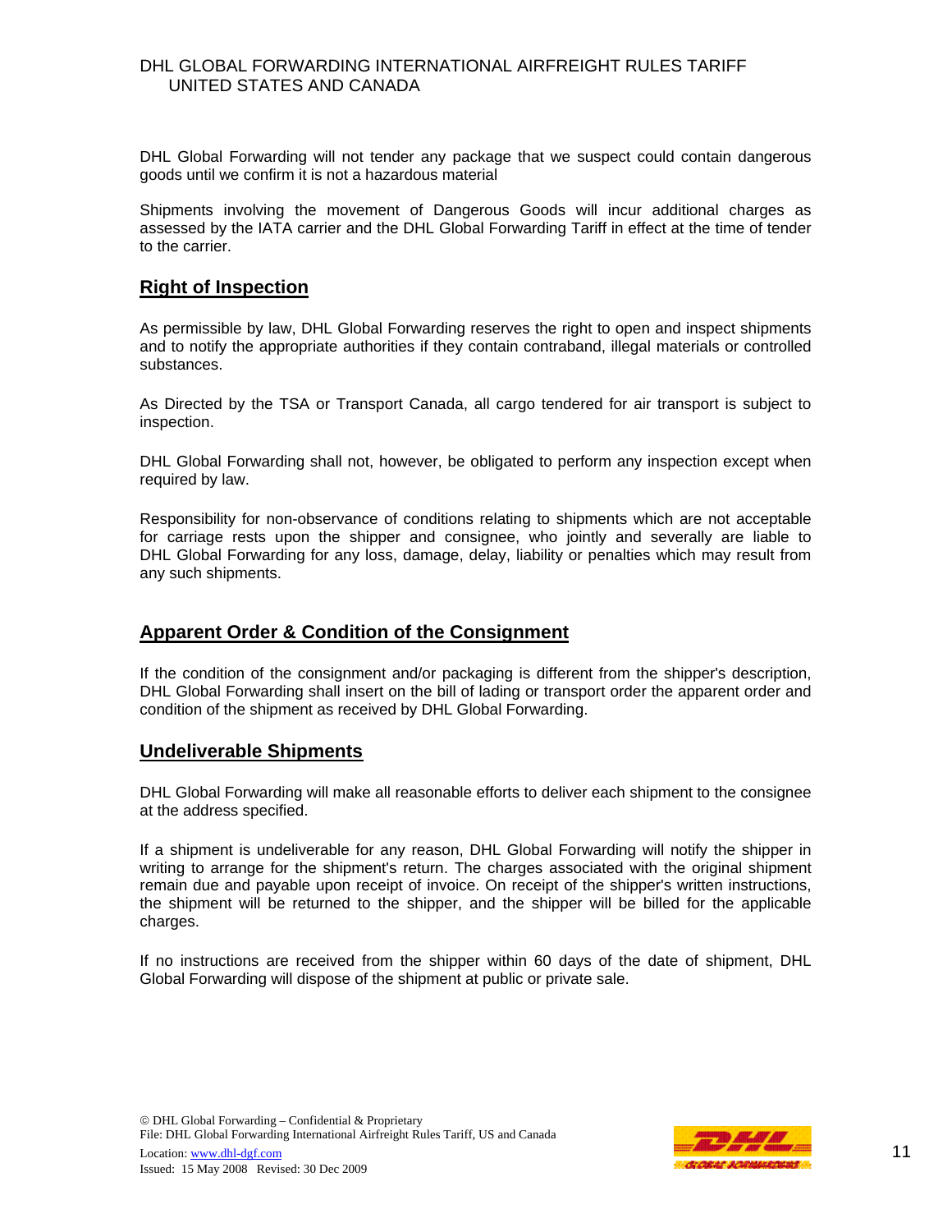DHL Global Forwarding will not tender any package that we suspect could contain dangerous goods until we confirm it is not a hazardous material

Shipments involving the movement of Dangerous Goods will incur additional charges as assessed by the IATA carrier and the DHL Global Forwarding Tariff in effect at the time of tender to the carrier.

## Right of Inspection

As permissible by law, DHL Global Forwarding reserves the right to open and inspect shipments and to notify the appropriate authorities if they contain contraband, illegal materials or controlled substances.

As Directed by the TSA or Transport Canada, all cargo tendered for air transport is subject to inspection.

DHL Global Forwarding shall not, however, be obligated to perform any inspection except when required by law.

Responsibility for non-observance of conditions relating to shipments which are not acceptable for carriage rests upon the shipper and consignee, who jointly and severally are liable to DHL Global Forwarding for any loss, damage, delay, liability or penalties which may result from any such shipments.

## Apparent Order & Condition of the Consignment

If the condition of the consignment and/or packaging is different from the shipper's description, DHL Global Forwarding shall insert on the bill of lading or transport order the apparent order and condition of the shipment as received by DHL Global Forwarding.

## Undeliverable Shipments

DHL Global Forwarding will make all reasonable efforts to deliver each shipment to the consignee at the address specified.

If a shipment is undeliverable for any reason, DHL Global Forwarding will notify the shipper in writing to arrange for the shipment's return. The charges associated with the original shipment remain due and payable upon receipt of invoice. On receipt of the shipper's written instructions, the shipment will be returned to the shipper, and the shipper will be billed for the applicable charges.

If no instructions are received from the shipper within 60 days of the date of shipment, DHL Global Forwarding will dispose of the shipment at public or private sale.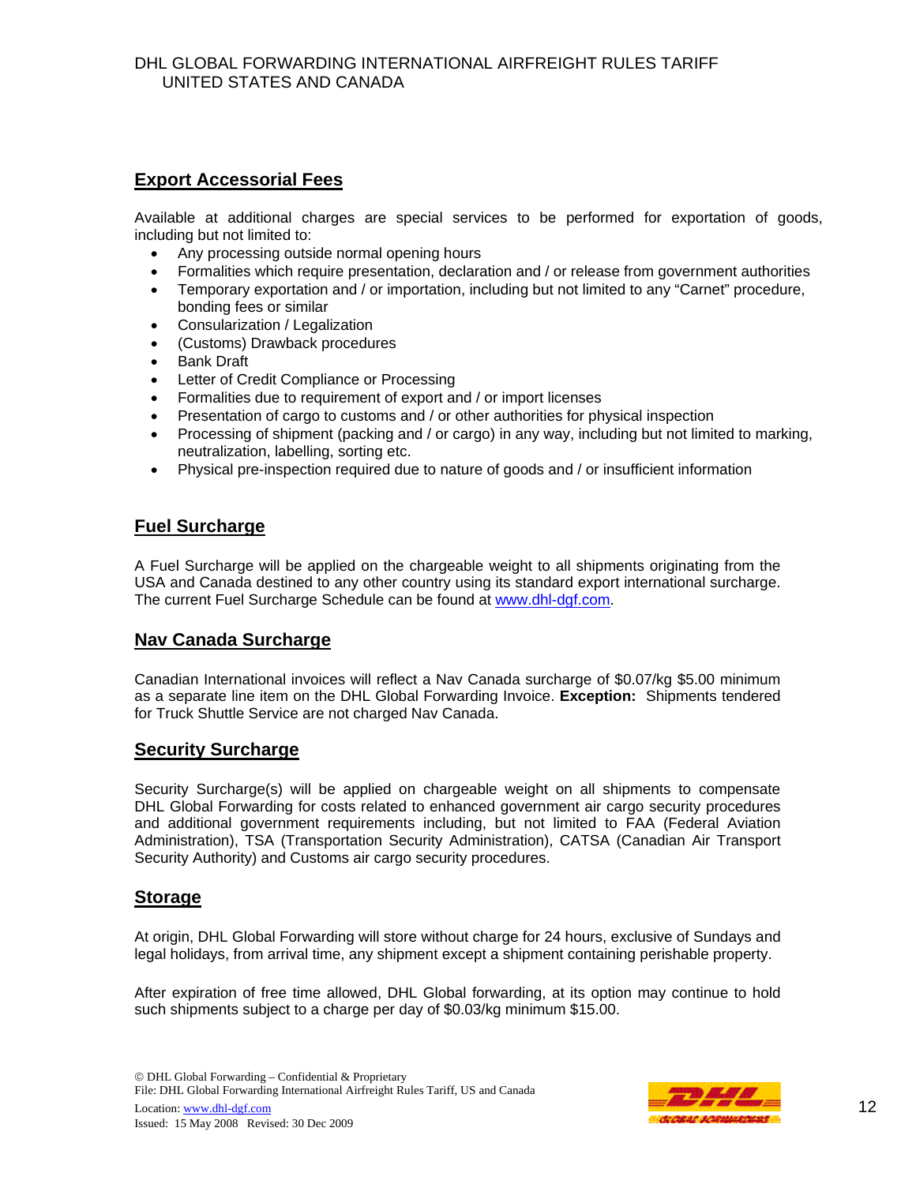## Export Accessorial Fees

Available at additional charges are special services to be performed for exportation of goods, including but not limited to:

- Any processing outside normal opening hours
- Formalities which require presentation, declaration and / or release from government authorities
- Temporary exportation and / or importation, including but not limited to any "Carnet" procedure, bonding fees or similar
- Consularization / Legalization
- (Customs) Drawback procedures
- Bank Draft
- Letter of Credit Compliance or Processing
- Formalities due to requirement of export and / or import licenses
- Presentation of cargo to customs and / or other authorities for physical inspection
- Processing of shipment (packing and / or cargo) in any way, including but not limited to marking, neutralization, labelling, sorting etc.
- Physical pre-inspection required due to nature of goods and / or insufficient information

## Fuel Surcharge

A Fuel Surcharge will be applied on the chargeable weight to all shipments originating from the USA and Canada destined to any other country using its standard export international surcharge. The current Fuel Surcharge Schedule can be found at www.dhl-dgf.com.

## Nav Canada Surcharge

Canadian International invoices will reflect a Nav Canada surcharge of $0.07/kg $5.00 minimum as a separate line item on the DHL Global Forwarding Invoice. **Exception:** Shipments tendered for Truck Shuttle Service are not charged Nav Canada.

## Security Surcharge

Security Surcharge(s) will be applied on chargeable weight on all shipments to compensate DHL Global Forwarding for costs related to enhanced government air cargo security procedures and additional government requirements including, but not limited to FAA (Federal Aviation Administration), TSA (Transportation Security Administration), CATSA (Canadian Air Transport Security Authority) and Customs air cargo security procedures.

## Storage

At origin, DHL Global Forwarding will store without charge for 24 hours, exclusive of Sundays and legal holidays, from arrival time, any shipment except a shipment containing perishable property.

After expiration of free time allowed, DHL Global forwarding, at its option may continue to hold such shipments subject to a charge per day of $0.03/kg minimum $15.00.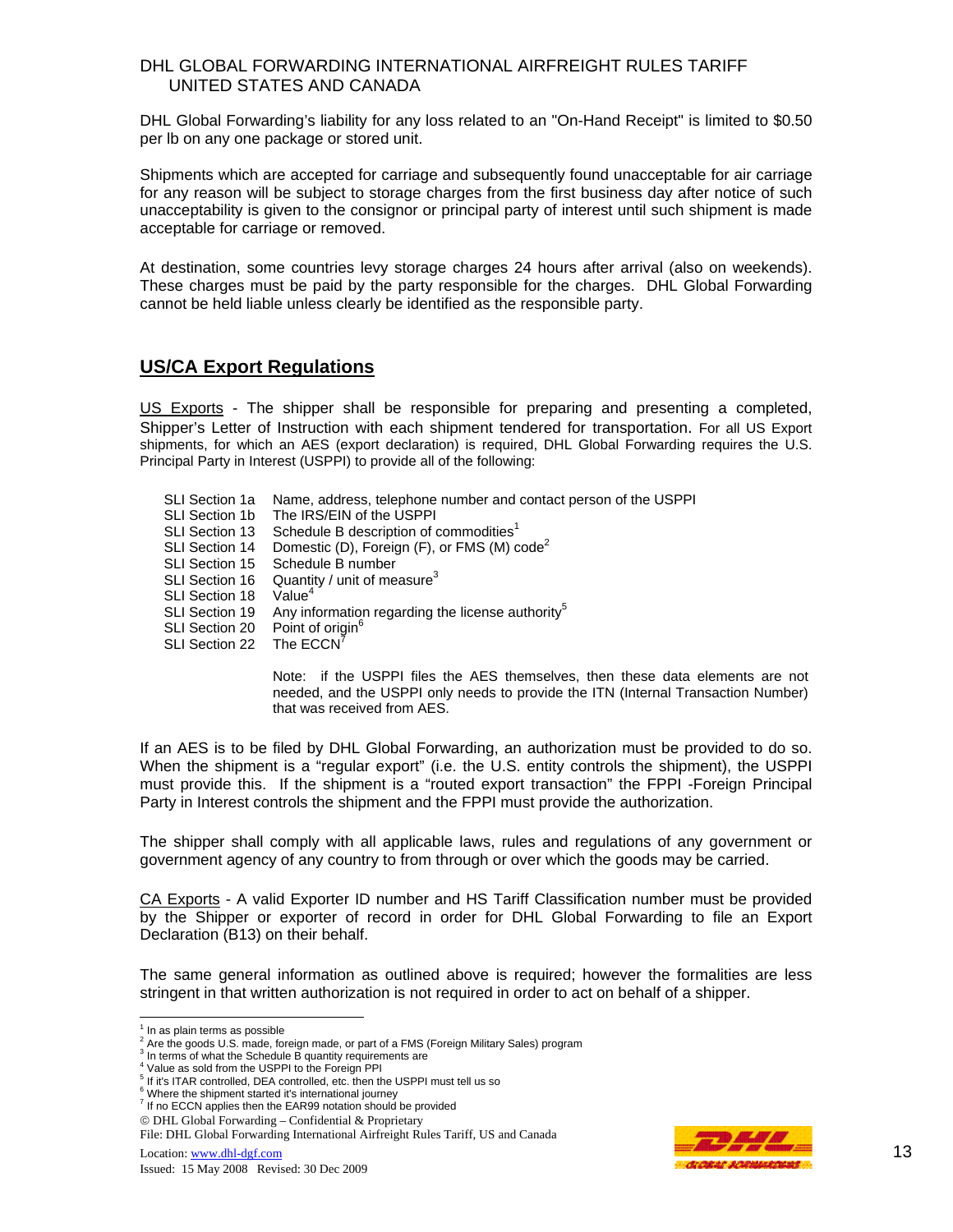DHL Global Forwarding's liability for any loss related to an "On-Hand Receipt" is limited to $0.50 per lb on any one package or stored unit.

Shipments which are accepted for carriage and subsequently found unacceptable for air carriage for any reason will be subject to storage charges from the first business day after notice of such unacceptability is given to the consignor or principal party of interest until such shipment is made acceptable for carriage or removed.

At destination, some countries levy storage charges 24 hours after arrival (also on weekends). These charges must be paid by the party responsible for the charges. DHL Global Forwarding cannot be held liable unless clearly be identified as the responsible party.

## US/CA Export Regulations

US Exports - The shipper shall be responsible for preparing and presenting a completed, Shipper's Letter of Instruction with each shipment tendered for transportation. For all US Export shipments, for which an AES (export declaration) is required, DHL Global Forwarding requires the U.S. Principal Party in Interest (USPPI) to provide all of the following:

| | |
|---|---|
| SLI Section 1a | Name, address, telephone number and contact person of the USPPI |
| SLI Section 1b | The IRS/EIN of the USPPI |
| SLI Section 13 | Schedule B description of commodities[1] |
| SLI Section 14 | Domestic (D), Foreign (F), or FMS (M) code[2] |
| SLI Section 15 | Schedule B number |
| SLI Section 16 | Quantity / unit of measure[3] |
| SLI Section 18 | Value[4] |
| SLI Section 19 | Any information regarding the license authority[5] |
| SLI Section 20 | Point of origin[6] |
| SLI Section 22 | The ECCN[7] |

Note: if the USPPI files the AES themselves, then these data elements are not needed, and the USPPI only needs to provide the ITN (Internal Transaction Number) that was received from AES.

If an AES is to be filed by DHL Global Forwarding, an authorization must be provided to do so. When the shipment is a "regular export" (i.e. the U.S. entity controls the shipment), the USPPI must provide this. If the shipment is a "routed export transaction" the FPPI -Foreign Principal Party in Interest controls the shipment and the FPPI must provide the authorization.

The shipper shall comply with all applicable laws, rules and regulations of any government or government agency of any country to from through or over which the goods may be carried.

CA Exports - A valid Exporter ID number and HS Tariff Classification number must be provided by the Shipper or exporter of record in order for DHL Global Forwarding to file an Export Declaration (B13) on their behalf.

The same general information as outlined above is required; however the formalities are less stringent in that written authorization is not required in order to act on behalf of a shipper.

---

[1] In as plain terms as possible
[2] Are the goods U.S. made, foreign made, or part of a FMS (Foreign Military Sales) program
[3] In terms of what the Schedule B quantity requirements are
[4] Value as sold from the USPPI to the Foreign PPI
[5] If it's ITAR controlled, DEA controlled, etc. then the USPPI must tell us so
[6] Where the shipment started it's international journey
[7] If no ECCN applies then the EAR99 notation should be provided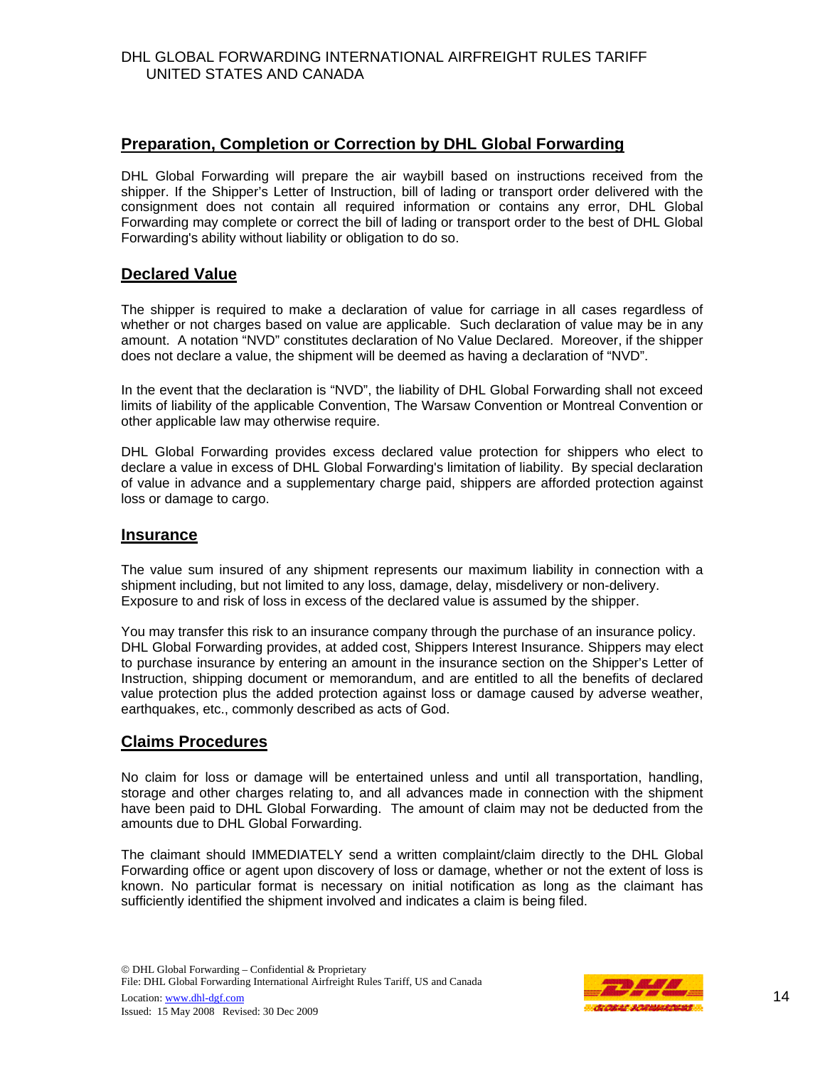## Preparation, Completion or Correction by DHL Global Forwarding

DHL Global Forwarding will prepare the air waybill based on instructions received from the shipper. If the Shipper's Letter of Instruction, bill of lading or transport order delivered with the consignment does not contain all required information or contains any error, DHL Global Forwarding may complete or correct the bill of lading or transport order to the best of DHL Global Forwarding's ability without liability or obligation to do so.

## Declared Value

The shipper is required to make a declaration of value for carriage in all cases regardless of whether or not charges based on value are applicable. Such declaration of value may be in any amount. A notation "NVD" constitutes declaration of No Value Declared. Moreover, if the shipper does not declare a value, the shipment will be deemed as having a declaration of "NVD".

In the event that the declaration is "NVD", the liability of DHL Global Forwarding shall not exceed limits of liability of the applicable Convention, The Warsaw Convention or Montreal Convention or other applicable law may otherwise require.

DHL Global Forwarding provides excess declared value protection for shippers who elect to declare a value in excess of DHL Global Forwarding's limitation of liability. By special declaration of value in advance and a supplementary charge paid, shippers are afforded protection against loss or damage to cargo.

## Insurance

The value sum insured of any shipment represents our maximum liability in connection with a shipment including, but not limited to any loss, damage, delay, misdelivery or non-delivery. Exposure to and risk of loss in excess of the declared value is assumed by the shipper.

You may transfer this risk to an insurance company through the purchase of an insurance policy. DHL Global Forwarding provides, at added cost, Shippers Interest Insurance. Shippers may elect to purchase insurance by entering an amount in the insurance section on the Shipper's Letter of Instruction, shipping document or memorandum, and are entitled to all the benefits of declared value protection plus the added protection against loss or damage caused by adverse weather, earthquakes, etc., commonly described as acts of God.

## Claims Procedures

No claim for loss or damage will be entertained unless and until all transportation, handling, storage and other charges relating to, and all advances made in connection with the shipment have been paid to DHL Global Forwarding. The amount of claim may not be deducted from the amounts due to DHL Global Forwarding.

The claimant should IMMEDIATELY send a written complaint/claim directly to the DHL Global Forwarding office or agent upon discovery of loss or damage, whether or not the extent of loss is known. No particular format is necessary on initial notification as long as the claimant has sufficiently identified the shipment involved and indicates a claim is being filed.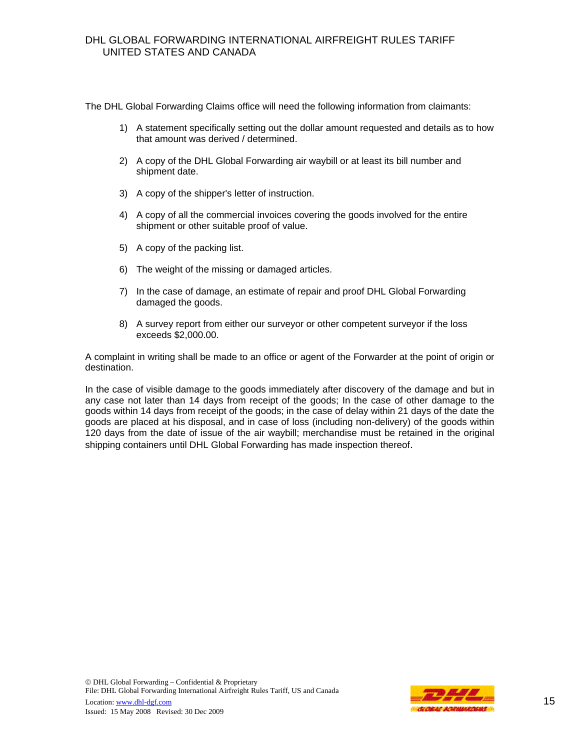The DHL Global Forwarding Claims office will need the following information from claimants:

1) A statement specifically setting out the dollar amount requested and details as to how that amount was derived / determined.

2) A copy of the DHL Global Forwarding air waybill or at least its bill number and shipment date.

3) A copy of the shipper's letter of instruction.

4) A copy of all the commercial invoices covering the goods involved for the entire shipment or other suitable proof of value.

5) A copy of the packing list.

6) The weight of the missing or damaged articles.

7) In the case of damage, an estimate of repair and proof DHL Global Forwarding damaged the goods.

8) A survey report from either our surveyor or other competent surveyor if the loss exceeds $2,000.00.

A complaint in writing shall be made to an office or agent of the Forwarder at the point of origin or destination.

In the case of visible damage to the goods immediately after discovery of the damage and but in any case not later than 14 days from receipt of the goods; In the case of other damage to the goods within 14 days from receipt of the goods; in the case of delay within 21 days of the date the goods are placed at his disposal, and in case of loss (including non-delivery) of the goods within 120 days from the date of issue of the air waybill; merchandise must be retained in the original shipping containers until DHL Global Forwarding has made inspection thereof.